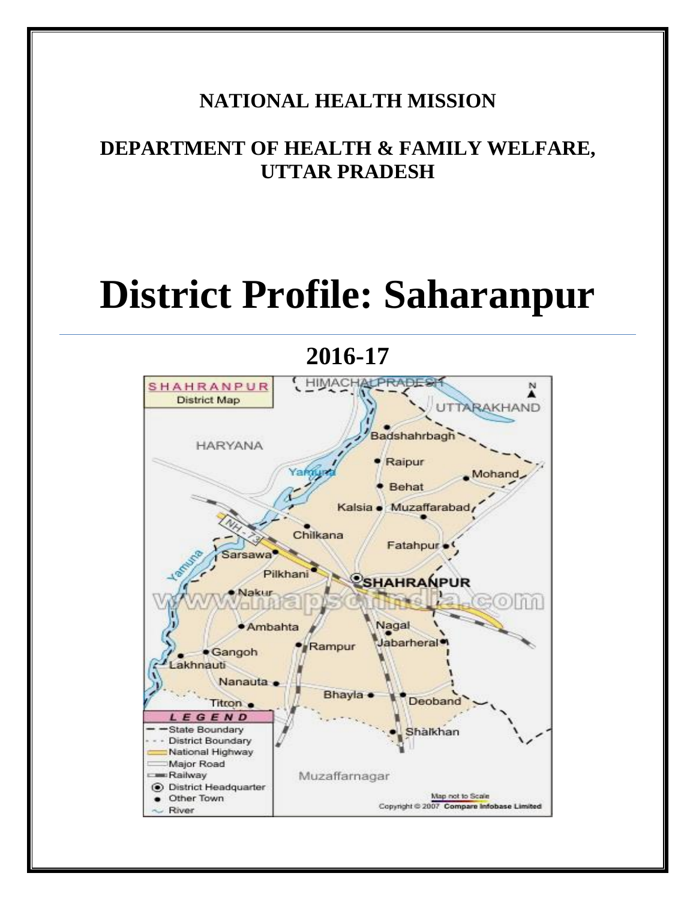**NATIONAL HEALTH MISSION**

**DEPARTMENT OF HEALTH & FAMILY WELFARE, UTTAR PRADESH**

# District Profile: Saharanpur

---

## 2016-17

SHAHRANPUR
District Map

HIMACHALPRADESH
UTTARAKHAND
HARYANA
Badshahrbagh
Raipur
Mohand
Yamuna
Behat
Kalsia
Muzaffarabad
NH-73
Chilkana
Fatahpur
Sarsawa
Yamuna
Pilkhani
SHAHRANPUR
Nakur
www.mapsofindia.com
Ambahta
Nagal
Jabarheral
Rampur
Gangoh
Lakhnauti
Nanauta
Bhayla
Deoband
Titron
Shalkhan
Muzaffarnagar

LEGEND
State Boundary
District Boundary
National Highway
Major Road
Railway
District Headquarter
Other Town
River

N
Map not to Scale
Copyright © 2007 Compare Infobase Limited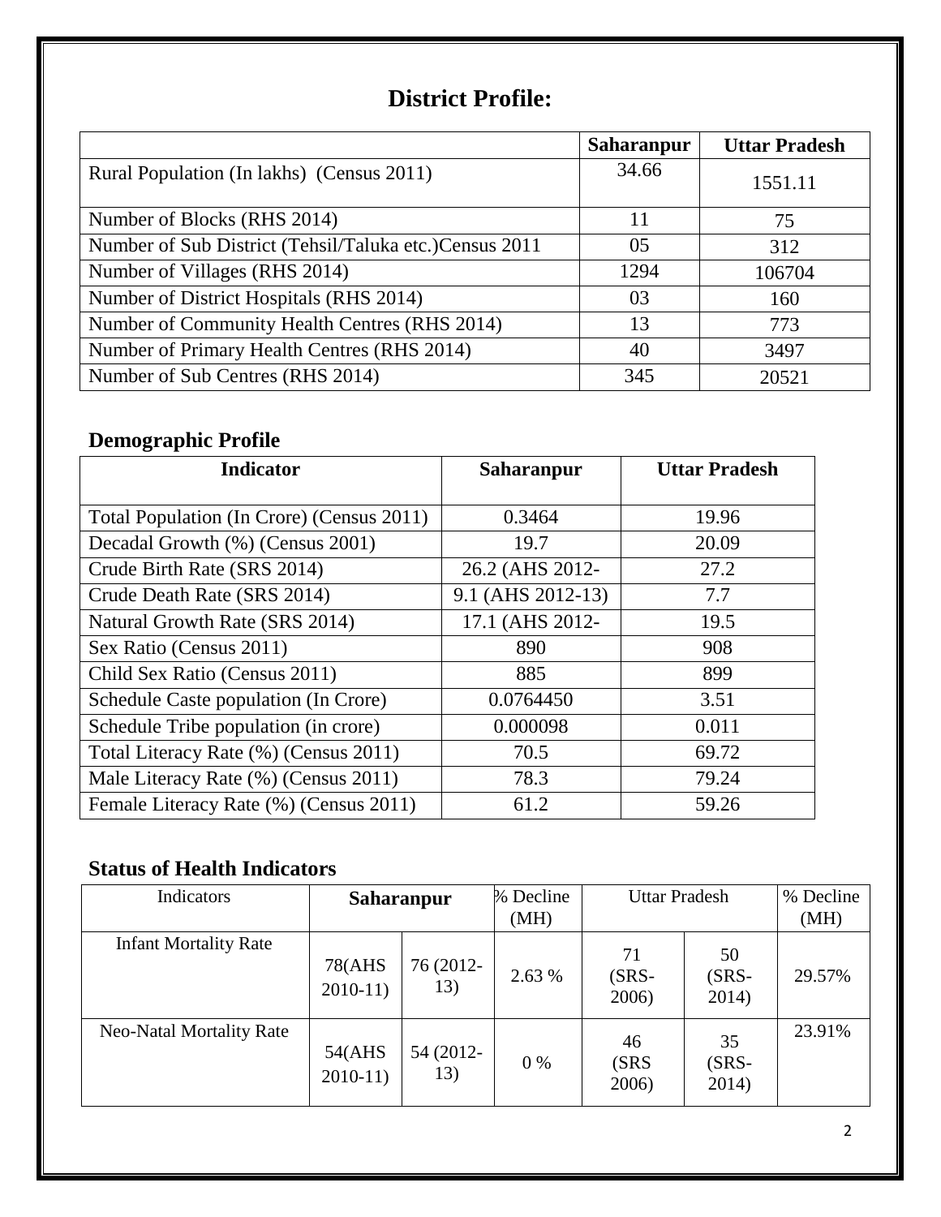# District Profile:

| | Saharanpur | Uttar Pradesh |
|---|---|---|
| Rural Population (In lakhs) (Census 2011) | 34.66 | 1551.11 |
| Number of Blocks (RHS 2014) | 11 | 75 |
| Number of Sub District (Tehsil/Taluka etc.)Census 2011 | 05 | 312 |
| Number of Villages (RHS 2014) | 1294 | 106704 |
| Number of District Hospitals (RHS 2014) | 03 | 160 |
| Number of Community Health Centres (RHS 2014) | 13 | 773 |
| Number of Primary Health Centres (RHS 2014) | 40 | 3497 |
| Number of Sub Centres (RHS 2014) | 345 | 20521 |

## Demographic Profile

| Indicator | Saharanpur | Uttar Pradesh |
|---|---|---|
| Total Population (In Crore) (Census 2011) | 0.3464 | 19.96 |
| Decadal Growth (%) (Census 2001) | 19.7 | 20.09 |
| Crude Birth Rate (SRS 2014) | 26.2 (AHS 2012- | 27.2 |
| Crude Death Rate (SRS 2014) | 9.1 (AHS 2012-13) | 7.7 |
| Natural Growth Rate (SRS 2014) | 17.1 (AHS 2012- | 19.5 |
| Sex Ratio (Census 2011) | 890 | 908 |
| Child Sex Ratio (Census 2011) | 885 | 899 |
| Schedule Caste population (In Crore) | 0.0764450 | 3.51 |
| Schedule Tribe population (in crore) | 0.000098 | 0.011 |
| Total Literacy Rate (%) (Census 2011) | 70.5 | 69.72 |
| Male Literacy Rate (%) (Census 2011) | 78.3 | 79.24 |
| Female Literacy Rate (%) (Census 2011) | 61.2 | 59.26 |

## Status of Health Indicators

| Indicators | Saharanpur | | % Decline (MH) | Uttar Pradesh | | % Decline (MH) |
|---|---|---|---|---|---|---|
| Infant Mortality Rate | 78(AHS 2010-11) | 76 (2012-13) | 2.63 % | 71 (SRS-2006) | 50 (SRS-2014) | 29.57% |
| Neo-Natal Mortality Rate | 54(AHS 2010-11) | 54 (2012-13) | 0 % | 46 (SRS 2006) | 35 (SRS-2014) | 23.91% |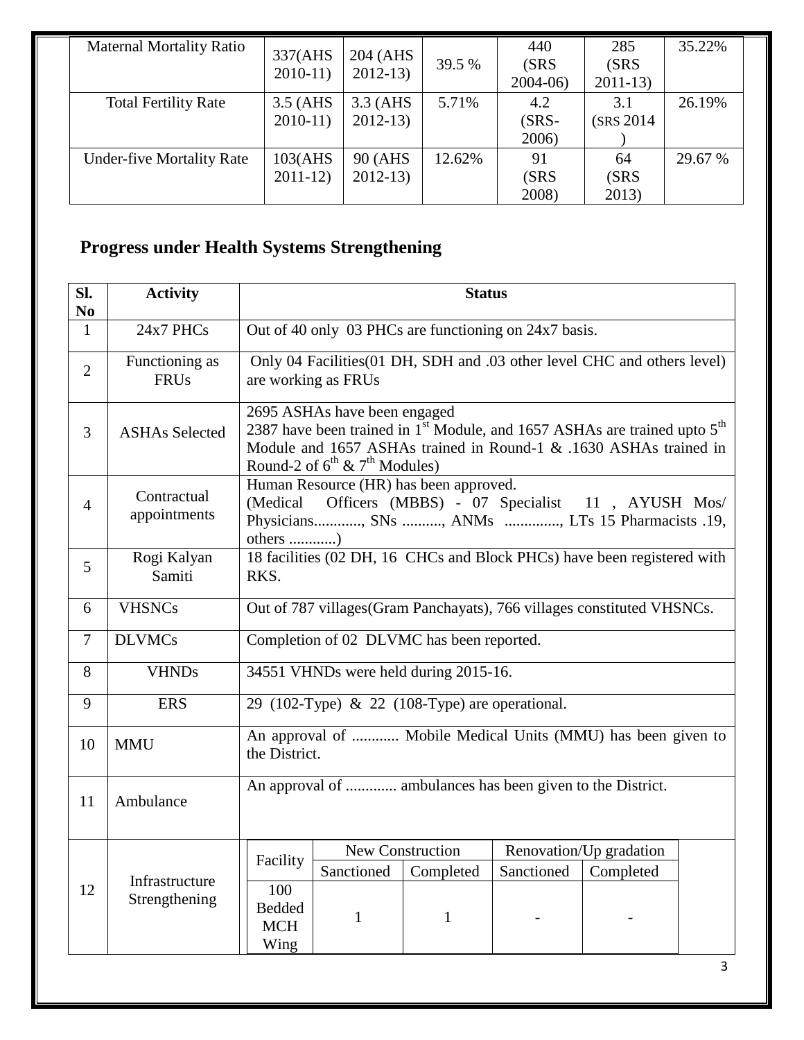| | | | | | | |
|---|---|---|---|---|---|---|
| Maternal Mortality Ratio | 337(AHS 2010-11) | 204 (AHS 2012-13) | 39.5 % | 440 (SRS 2004-06) | 285 (SRS 2011-13) | 35.22% |
| Total Fertility Rate | 3.5 (AHS 2010-11) | 3.3 (AHS 2012-13) | 5.71% | 4.2 (SRS-2006) | 3.1 (SRS 2014 ) | 26.19% |
| Under-five Mortality Rate | 103(AHS 2011-12) | 90 (AHS 2012-13) | 12.62% | 91 (SRS 2008) | 64 (SRS 2013) | 29.67 % |

## Progress under Health Systems Strengthening

| Sl. No | Activity | Status |
|---|---|---|
| 1 | 24x7 PHCs | Out of 40 only 03 PHCs are functioning on 24x7 basis. |
| 2 | Functioning as FRUs | Only 04 Facilities(01 DH, SDH and .03 other level CHC and others level) are working as FRUs |
| 3 | ASHAs Selected | 2695 ASHAs have been engaged 2387 have been trained in 1st Module, and 1657 ASHAs are trained upto 5th Module and 1657 ASHAs trained in Round-1 & .1630 ASHAs trained in Round-2 of 6th & 7th Modules) |
| 4 | Contractual appointments | Human Resource (HR) has been approved. (Medical Officers (MBBS) - 07 Specialist 11 , AYUSH Mos/ Physicians............, SNs .........., ANMs ............., LTs 15 Pharmacists .19, others ............) |
| 5 | Rogi Kalyan Samiti | 18 facilities (02 DH, 16 CHCs and Block PHCs) have been registered with RKS. |
| 6 | VHSNCs | Out of 787 villages(Gram Panchayats), 766 villages constituted VHSNCs. |
| 7 | DLVMCs | Completion of 02 DLVMC has been reported. |
| 8 | VHNDs | 34551 VHNDs were held during 2015-16. |
| 9 | ERS | 29 (102-Type) & 22 (108-Type) are operational. |
| 10 | MMU | An approval of ............ Mobile Medical Units (MMU) has been given to the District. |
| 11 | Ambulance | An approval of ............. ambulances has been given to the District. |
| 12 | Infrastructure Strengthening | (see table below) |

| Facility | New Construction | | Renovation/Up gradation | |
|---|---|---|---|---|
| | Sanctioned | Completed | Sanctioned | Completed |
| 100 Bedded MCH Wing | 1 | 1 | - | - |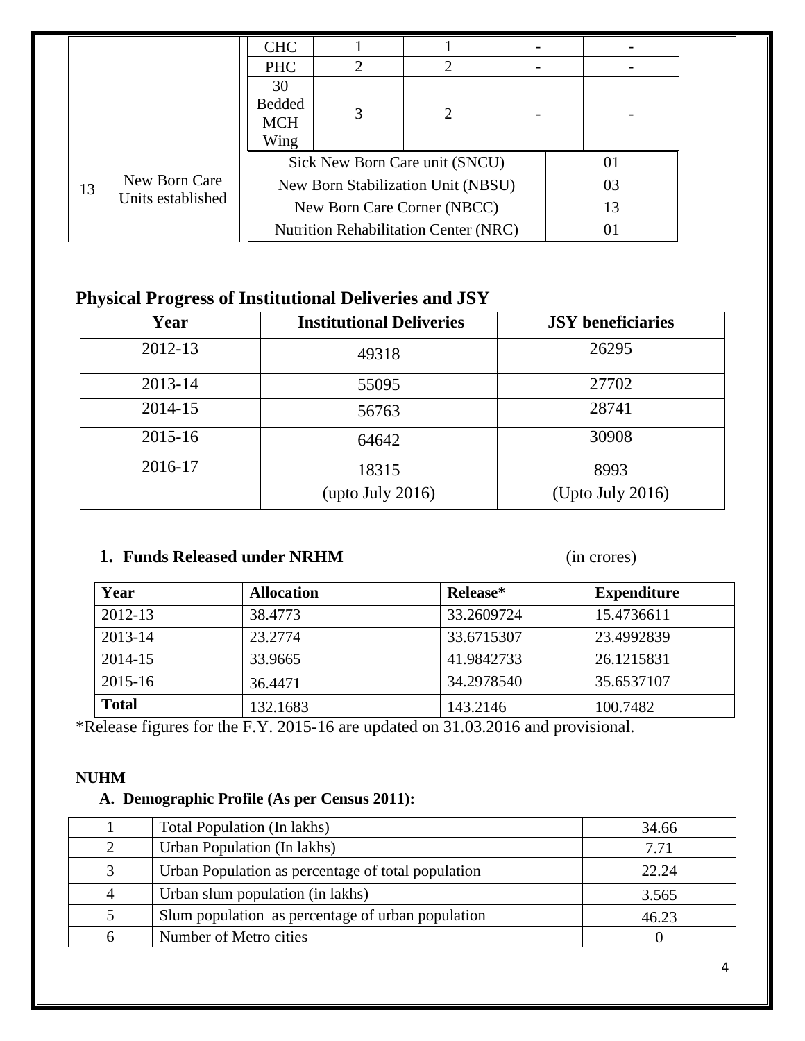| | | | | | | | |
|---|---|---|---|---|---|---|---|
| | | CHC | 1 | 1 | - | - | |
| | | PHC | 2 | 2 | - | - | |
| | | 30 Bedded MCH Wing | 3 | 2 | - | - | |
| 13 | New Born Care Units established | Sick New Born Care unit (SNCU) | | | | 01 | |
| | | New Born Stabilization Unit (NBSU) | | | | 03 | |
| | | New Born Care Corner (NBCC) | | | | 13 | |
| | | Nutrition Rehabilitation Center (NRC) | | | | 01 | |

## Physical Progress of Institutional Deliveries and JSY

| Year | Institutional Deliveries | JSY beneficiaries |
|---|---|---|
| 2012-13 | 49318 | 26295 |
| 2013-14 | 55095 | 27702 |
| 2014-15 | 56763 | 28741 |
| 2015-16 | 64642 | 30908 |
| 2016-17 | 18315 (upto July 2016) | 8993 (Upto July 2016) |

### 1. Funds Released under NRHM (in crores)

| Year | Allocation | Release* | Expenditure |
|---|---|---|---|
| 2012-13 | 38.4773 | 33.2609724 | 15.4736611 |
| 2013-14 | 23.2774 | 33.6715307 | 23.4992839 |
| 2014-15 | 33.9665 | 41.9842733 | 26.1215831 |
| 2015-16 | 36.4471 | 34.2978540 | 35.6537107 |
| **Total** | 132.1683 | 143.2146 | 100.7482 |

*Release figures for the F.Y. 2015-16 are updated on 31.03.2016 and provisional.

**NUHM**

**A. Demographic Profile (As per Census 2011):**

| | | |
|---|---|---|
| 1 | Total Population (In lakhs) | 34.66 |
| 2 | Urban Population (In lakhs) | 7.71 |
| 3 | Urban Population as percentage of total population | 22.24 |
| 4 | Urban slum population (in lakhs) | 3.565 |
| 5 | Slum population as percentage of urban population | 46.23 |
| 6 | Number of Metro cities | 0 |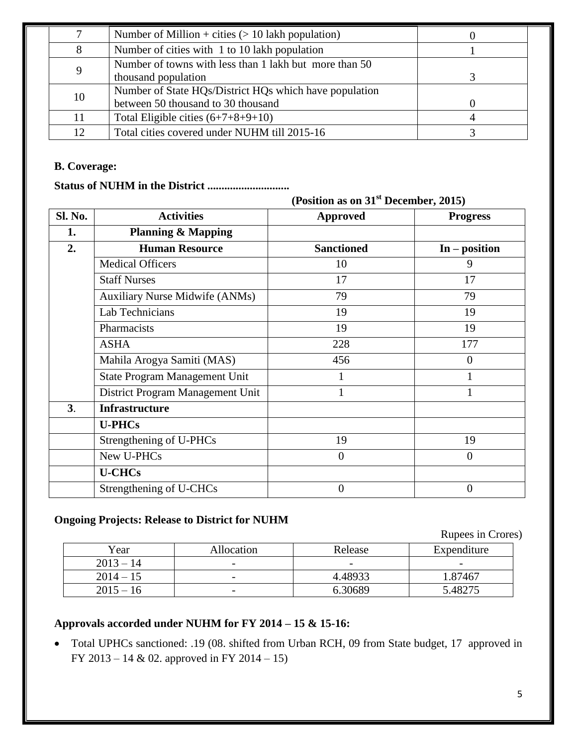| | | |
|---|---|---|
| 7 | Number of Million + cities (> 10 lakh population) | 0 |
| 8 | Number of cities with 1 to 10 lakh population | 1 |
| 9 | Number of towns with less than 1 lakh but more than 50 thousand population | 3 |
| 10 | Number of State HQs/District HQs which have population between 50 thousand to 30 thousand | 0 |
| 11 | Total Eligible cities (6+7+8+9+10) | 4 |
| 12 | Total cities covered under NUHM till 2015-16 | 3 |

**B. Coverage:**

**Status of NUHM in the District .............................**

**(Position as on 31st December, 2015)**

| Sl. No. | Activities | Approved | Progress |
|---|---|---|---|
| **1.** | **Planning & Mapping** | | |
| **2.** | **Human Resource** | **Sanctioned** | **In – position** |
| | Medical Officers | 10 | 9 |
| | Staff Nurses | 17 | 17 |
| | Auxiliary Nurse Midwife (ANMs) | 79 | 79 |
| | Lab Technicians | 19 | 19 |
| | Pharmacists | 19 | 19 |
| | ASHA | 228 | 177 |
| | Mahila Arogya Samiti (MAS) | 456 | 0 |
| | State Program Management Unit | 1 | 1 |
| | District Program Management Unit | 1 | 1 |
| **3**. | **Infrastructure** | | |
| | **U-PHCs** | | |
| | Strengthening of U-PHCs | 19 | 19 |
| | New U-PHCs | 0 | 0 |
| | **U-CHCs** | | |
| | Strengthening of U-CHCs | 0 | 0 |

**Ongoing Projects: Release to District for NUHM**

Rupees in Crores)

| Year | Allocation | Release | Expenditure |
|---|---|---|---|
| 2013 – 14 | - | - | - |
| 2014 – 15 | - | 4.48933 | 1.87467 |
| 2015 – 16 | - | 6.30689 | 5.48275 |

**Approvals accorded under NUHM for FY 2014 – 15 & 15-16:**

- Total UPHCs sanctioned: .19 (08. shifted from Urban RCH, 09 from State budget, 17 approved in FY 2013 – 14 & 02. approved in FY 2014 – 15)